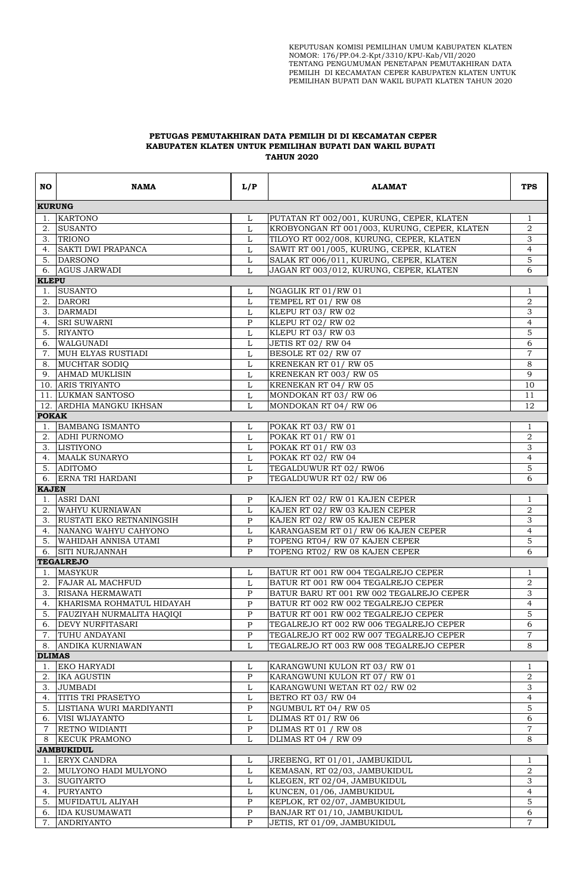KEPUTUSAN KOMISI PEMILIHAN UMUM KABUPATEN KLATEN
NOMOR: 176/PP.04.2-Kpt/3310/KPU-Kab/VII/2020
TENTANG PENGUMUMAN PENETAPAN PEMUTAKHIRAN DATA PEMILIH DI KECAMATAN CEPER KABUPATEN KLATEN UNTUK PEMILIHAN BUPATI DAN WAKIL BUPATI KLATEN TAHUN 2020

**PETUGAS PEMUTAKHIRAN DATA PEMILIH DI DI KECAMATAN CEPER KABUPATEN KLATEN UNTUK PEMILIHAN BUPATI DAN WAKIL BUPATI TAHUN 2020**

| NO | NAMA | L/P | ALAMAT | TPS |
|---|---|---|---|---|
| **KURUNG** | | | | |
| 1. | KARTONO | L | PUTATAN RT 002/001, KURUNG, CEPER, KLATEN | 1 |
| 2. | SUSANTO | L | KROBYONGAN RT 001/003, KURUNG, CEPER, KLATEN | 2 |
| 3. | TRIONO | L | TILOYO RT 002/008, KURUNG, CEPER, KLATEN | 3 |
| 4. | SAKTI DWI PRAPANCA | L | SAWIT RT 001/005, KURUNG, CEPER, KLATEN | 4 |
| 5. | DARSONO | L | SALAK RT 006/011, KURUNG, CEPER, KLATEN | 5 |
| 6. | AGUS JARWADI | L | JAGAN RT 003/012, KURUNG, CEPER, KLATEN | 6 |
| **KLEPU** | | | | |
| 1. | SUSANTO | L | NGAGLIK RT 01/RW 01 | 1 |
| 2. | DARORI | L | TEMPEL RT 01/ RW 08 | 2 |
| 3. | DARMADI | L | KLEPU RT 03/ RW 02 | 3 |
| 4. | SRI SUWARNI | P | KLEPU RT 02/ RW 02 | 4 |
| 5. | RIYANTO | L | KLEPU RT 03/ RW 03 | 5 |
| 6. | WALGUNADI | L | JETIS RT 02/ RW 04 | 6 |
| 7. | MUH ELYAS RUSTIADI | L | BESOLE RT 02/ RW 07 | 7 |
| 8. | MUCHTAR SODIQ | L | KRENEKAN RT 01/ RW 05 | 8 |
| 9. | AHMAD MUKLISIN | L | KRENEKAN RT 003/ RW 05 | 9 |
| 10. | ARIS TRIYANTO | L | KRENEKAN RT 04/ RW 05 | 10 |
| 11. | LUKMAN SANTOSO | L | MONDOKAN RT 03/ RW 06 | 11 |
| 12. | ARDHIA MANGKU IKHSAN | L | MONDOKAN RT 04/ RW 06 | 12 |
| **POKAK** | | | | |
| 1. | BAMBANG ISMANTO | L | POKAK RT 03/ RW 01 | 1 |
| 2. | ADHI PURNOMO | L | POKAK RT 01/ RW 01 | 2 |
| 3. | LISTIYONO | L | POKAK RT 01/ RW 03 | 3 |
| 4. | MAALK SUNARYO | L | POKAK RT 02/ RW 04 | 4 |
| 5. | ADITOMO | L | TEGALDUWUR RT 02/ RW06 | 5 |
| 6. | ERNA TRI HARDANI | P | TEGALDUWUR RT 02/ RW 06 | 6 |
| **KAJEN** | | | | |
| 1. | ASRI DANI | P | KAJEN RT 02/ RW 01 KAJEN CEPER | 1 |
| 2. | WAHYU KURNIAWAN | L | KAJEN RT 02/ RW 03 KAJEN CEPER | 2 |
| 3. | RUSTATI EKO RETNANINGSIH | P | KAJEN RT 02/ RW 05 KAJEN CEPER | 3 |
| 4. | NANANG WAHYU CAHYONO | L | KARANGASEM RT 01/ RW 06 KAJEN CEPER | 4 |
| 5. | WAHIDAH ANNISA UTAMI | P | TOPENG RT04/ RW 07 KAJEN CEPER | 5 |
| 6. | SITI NURJANNAH | P | TOPENG RT02/ RW 08 KAJEN CEPER | 6 |
| **TEGALREJO** | | | | |
| 1. | MASYKUR | L | BATUR RT 001 RW 004 TEGALREJO CEPER | 1 |
| 2. | FAJAR AL MACHFUD | L | BATUR RT 001 RW 004 TEGALREJO CEPER | 2 |
| 3. | RISANA HERMAWATI | P | BATUR BARU RT 001 RW 002 TEGALREJO CEPER | 3 |
| 4. | KHARISMA ROHMATUL HIDAYAH | P | BATUR RT 002 RW 002 TEGALREJO CEPER | 4 |
| 5. | FAUZIYAH NURMALITA HAQIQI | P | BATUR RT 001 RW 002 TEGALREJO CEPER | 5 |
| 6. | DEVY NURFITASARI | P | TEGALREJO RT 002 RW 006 TEGALREJO CEPER | 6 |
| 7. | TUHU ANDAYANI | P | TEGALREJO RT 002 RW 007 TEGALREJO CEPER | 7 |
| 8. | ANDIKA KURNIAWAN | L | TEGALREJO RT 003 RW 008 TEGALREJO CEPER | 8 |
| **DLIMAS** | | | | |
| 1. | EKO HARYADI | L | KARANGWUNI KULON RT 03/ RW 01 | 1 |
| 2. | IKA AGUSTIN | P | KARANGWUNI KULON RT 07/ RW 01 | 2 |
| 3. | JUMBADI | L | KARANGWUNI WETAN RT 02/ RW 02 | 3 |
| 4. | TITIS TRI PRASETYO | L | BETRO RT 03/ RW 04 | 4 |
| 5. | LISTIANA WURI MARDIYANTI | P | NGUMBUL RT 04/ RW 05 | 5 |
| 6. | VISI WIJAYANTO | L | DLIMAS RT 01/ RW 06 | 6 |
| 7 | RETNO WIDIANTI | P | DLIMAS RT 01 / RW 08 | 7 |
| 8 | KECUK PRAMONO | L | DLIMAS RT 04 / RW 09 | 8 |
| **JAMBUKIDUL** | | | | |
| 1. | ERYX CANDRA | L | JREBENG, RT 01/01, JAMBUKIDUL | 1 |
| 2. | MULYONO HADI MULYONO | L | KEMASAN, RT 02/03, JAMBUKIDUL | 2 |
| 3. | SUGIYARTO | L | KLEGEN, RT 02/04, JAMBUKIDUL | 3 |
| 4. | PURYANTO | L | KUNCEN, 01/06, JAMBUKIDUL | 4 |
| 5. | MUFIDATUL ALIYAH | P | KEPLOK, RT 02/07, JAMBUKIDUL | 5 |
| 6. | IDA KUSUMAWATI | P | BANJAR RT 01/10, JAMBUKIDUL | 6 |
| 7. | ANDRIYANTO | P | JETIS, RT 01/09, JAMBUKIDUL | 7 |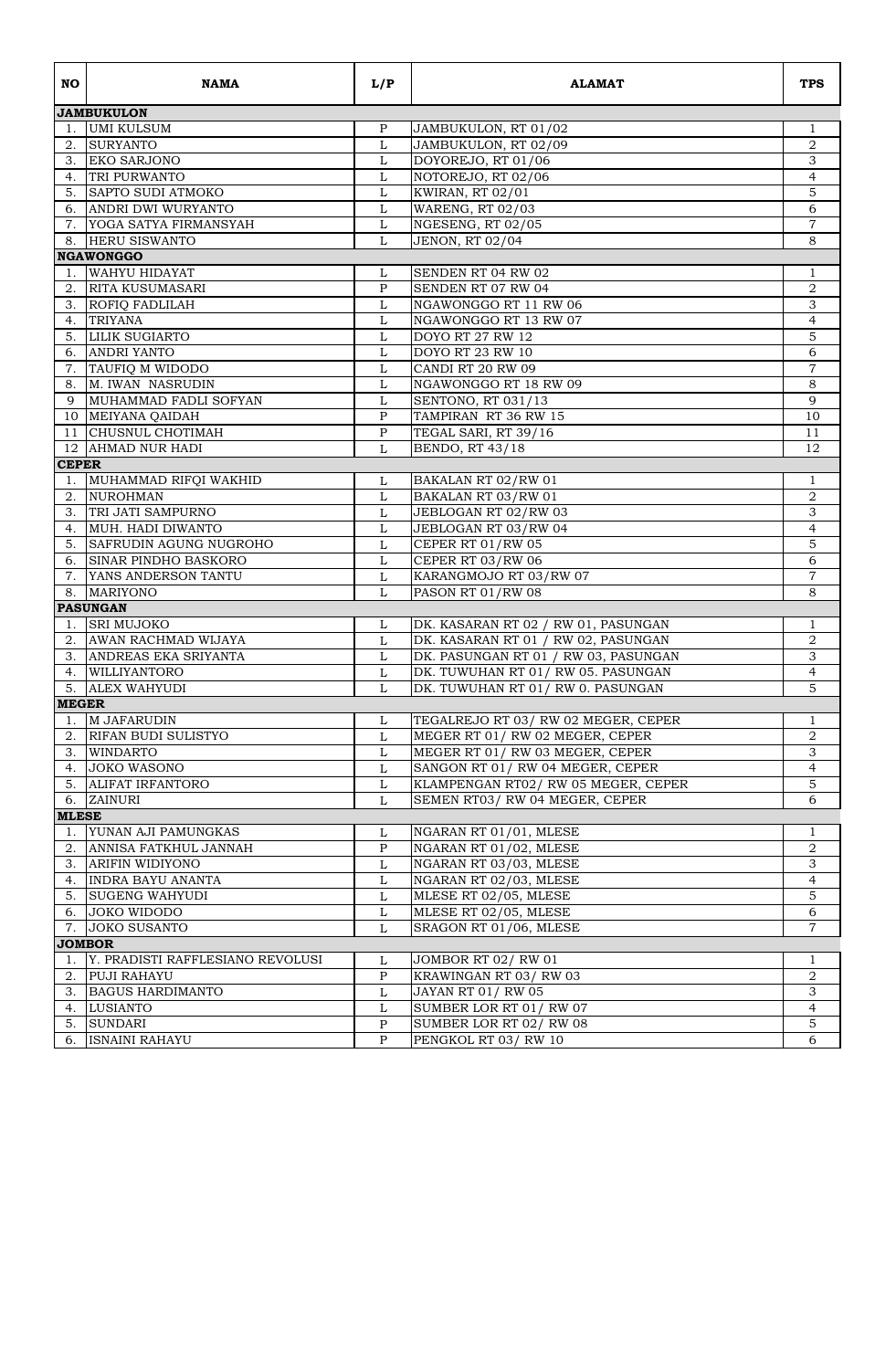| NO | NAMA | L/P | ALAMAT | TPS |
|---|---|---|---|---|
| **JAMBUKULON** | | | | |
| 1. | UMI KULSUM | P | JAMBUKULON, RT 01/02 | 1 |
| 2. | SURYANTO | L | JAMBUKULON, RT 02/09 | 2 |
| 3. | EKO SARJONO | L | DOYOREJO, RT 01/06 | 3 |
| 4. | TRI PURWANTO | L | NOTOREJO, RT 02/06 | 4 |
| 5. | SAPTO SUDI ATMOKO | L | KWIRAN, RT 02/01 | 5 |
| 6. | ANDRI DWI WURYANTO | L | WARENG, RT 02/03 | 6 |
| 7. | YOGA SATYA FIRMANSYAH | L | NGESENG, RT 02/05 | 7 |
| 8. | HERU SISWANTO | L | JENON, RT 02/04 | 8 |
| **NGAWONGGO** | | | | |
| 1. | WAHYU HIDAYAT | L | SENDEN RT 04 RW 02 | 1 |
| 2. | RITA KUSUMASARI | P | SENDEN RT 07 RW 04 | 2 |
| 3. | ROFIQ FADLILAH | L | NGAWONGGO RT 11 RW 06 | 3 |
| 4. | TRIYANA | L | NGAWONGGO RT 13 RW 07 | 4 |
| 5. | LILIK SUGIARTO | L | DOYO RT 27 RW 12 | 5 |
| 6. | ANDRI YANTO | L | DOYO RT 23 RW 10 | 6 |
| 7. | TAUFIQ M WIDODO | L | CANDI RT 20 RW 09 | 7 |
| 8. | M. IWAN NASRUDIN | L | NGAWONGGO RT 18 RW 09 | 8 |
| 9 | MUHAMMAD FADLI SOFYAN | L | SENTONO, RT 031/13 | 9 |
| 10 | MEIYANA QAIDAH | P | TAMPIRAN RT 36 RW 15 | 10 |
| 11 | CHUSNUL CHOTIMAH | P | TEGAL SARI, RT 39/16 | 11 |
| 12 | AHMAD NUR HADI | L | BENDO, RT 43/18 | 12 |
| **CEPER** | | | | |
| 1. | MUHAMMAD RIFQI WAKHID | L | BAKALAN RT 02/RW 01 | 1 |
| 2. | NUROHMAN | L | BAKALAN RT 03/RW 01 | 2 |
| 3. | TRI JATI SAMPURNO | L | JEBLOGAN RT 02/RW 03 | 3 |
| 4. | MUH. HADI DIWANTO | L | JEBLOGAN RT 03/RW 04 | 4 |
| 5. | SAFRUDIN AGUNG NUGROHO | L | CEPER RT 01/RW 05 | 5 |
| 6. | SINAR PINDHO BASKORO | L | CEPER RT 03/RW 06 | 6 |
| 7. | YANS ANDERSON TANTU | L | KARANGMOJO RT 03/RW 07 | 7 |
| 8. | MARIYONO | L | PASON RT 01/RW 08 | 8 |
| **PASUNGAN** | | | | |
| 1. | SRI MUJOKO | L | DK. KASARAN RT 02 / RW 01, PASUNGAN | 1 |
| 2. | AWAN RACHMAD WIJAYA | L | DK. KASARAN RT 01 / RW 02, PASUNGAN | 2 |
| 3. | ANDREAS EKA SRIYANTA | L | DK. PASUNGAN RT 01 / RW 03, PASUNGAN | 3 |
| 4. | WILLIYANTORO | L | DK. TUWUHAN RT 01/ RW 05. PASUNGAN | 4 |
| 5. | ALEX WAHYUDI | L | DK. TUWUHAN RT 01/ RW 0. PASUNGAN | 5 |
| **MEGER** | | | | |
| 1. | M JAFARUDIN | L | TEGALREJO RT 03/ RW 02 MEGER, CEPER | 1 |
| 2. | RIFAN BUDI SULISTYO | L | MEGER RT 01/ RW 02 MEGER, CEPER | 2 |
| 3. | WINDARTO | L | MEGER RT 01/ RW 03 MEGER, CEPER | 3 |
| 4. | JOKO WASONO | L | SANGON RT 01/ RW 04 MEGER, CEPER | 4 |
| 5. | ALIFAT IRFANTORO | L | KLAMPENGAN RT02/ RW 05 MEGER, CEPER | 5 |
| 6. | ZAINURI | L | SEMEN RT03/ RW 04 MEGER, CEPER | 6 |
| **MLESE** | | | | |
| 1. | YUNAN AJI PAMUNGKAS | L | NGARAN RT 01/01, MLESE | 1 |
| 2. | ANNISA FATKHUL JANNAH | P | NGARAN RT 01/02, MLESE | 2 |
| 3. | ARIFIN WIDIYONO | L | NGARAN RT 03/03, MLESE | 3 |
| 4. | INDRA BAYU ANANTA | L | NGARAN RT 02/03, MLESE | 4 |
| 5. | SUGENG WAHYUDI | L | MLESE RT 02/05, MLESE | 5 |
| 6. | JOKO WIDODO | L | MLESE RT 02/05, MLESE | 6 |
| 7. | JOKO SUSANTO | L | SRAGON RT 01/06, MLESE | 7 |
| **JOMBOR** | | | | |
| 1. | Y. PRADISTI RAFFLESIANO REVOLUSI | L | JOMBOR RT 02/ RW 01 | 1 |
| 2. | PUJI RAHAYU | P | KRAWINGAN RT 03/ RW 03 | 2 |
| 3. | BAGUS HARDIMANTO | L | JAYAN RT 01/ RW 05 | 3 |
| 4. | LUSIANTO | L | SUMBER LOR RT 01/ RW 07 | 4 |
| 5. | SUNDARI | P | SUMBER LOR RT 02/ RW 08 | 5 |
| 6. | ISNAINI RAHAYU | P | PENGKOL RT 03/ RW 10 | 6 |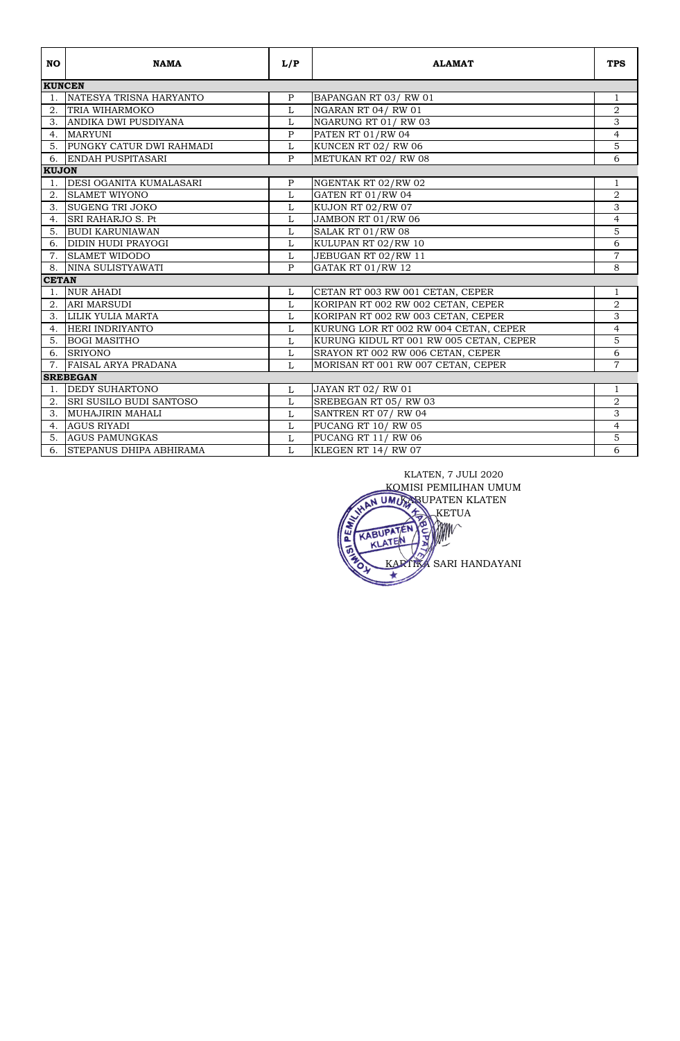| NO | NAMA | L/P | ALAMAT | TPS |
|---|---|---|---|---|
| **KUNCEN** | | | | |
| 1. | NATESYA TRISNA HARYANTO | P | BAPANGAN RT 03/ RW 01 | 1 |
| 2. | TRIA WIHARMOKO | L | NGARAN RT 04/ RW 01 | 2 |
| 3. | ANDIKA DWI PUSDIYANA | L | NGARUNG RT 01/ RW 03 | 3 |
| 4. | MARYUNI | P | PATEN RT 01/RW 04 | 4 |
| 5. | PUNGKY CATUR DWI RAHMADI | L | KUNCEN RT 02/ RW 06 | 5 |
| 6. | ENDAH PUSPITASARI | P | METUKAN RT 02/ RW 08 | 6 |
| **KUJON** | | | | |
| 1. | DESI OGANITA KUMALASARI | P | NGENTAK RT 02/RW 02 | 1 |
| 2. | SLAMET WIYONO | L | GATEN RT 01/RW 04 | 2 |
| 3. | SUGENG TRI JOKO | L | KUJON RT 02/RW 07 | 3 |
| 4. | SRI RAHARJO S. Pt | L | JAMBON RT 01/RW 06 | 4 |
| 5. | BUDI KARUNIAWAN | L | SALAK RT 01/RW 08 | 5 |
| 6. | DIDIN HUDI PRAYOGI | L | KULUPAN RT 02/RW 10 | 6 |
| 7. | SLAMET WIDODO | L | JEBUGAN RT 02/RW 11 | 7 |
| 8. | NINA SULISTYAWATI | P | GATAK RT 01/RW 12 | 8 |
| **CETAN** | | | | |
| 1. | NUR AHADI | L | CETAN RT 003 RW 001 CETAN, CEPER | 1 |
| 2. | ARI MARSUDI | L | KORIPAN RT 002 RW 002 CETAN, CEPER | 2 |
| 3. | LILIK YULIA MARTA | L | KORIPAN RT 002 RW 003 CETAN, CEPER | 3 |
| 4. | HERI INDRIYANTO | L | KURUNG LOR RT 002 RW 004 CETAN, CEPER | 4 |
| 5. | BOGI MASITHO | L | KURUNG KIDUL RT 001 RW 005 CETAN, CEPER | 5 |
| 6. | SRIYONO | L | SRAYON RT 002 RW 006 CETAN, CEPER | 6 |
| 7. | FAISAL ARYA PRADANA | L | MORISAN RT 001 RW 007 CETAN, CEPER | 7 |
| **SREBEGAN** | | | | |
| 1. | DEDY SUHARTONO | L | JAYAN RT 02/ RW 01 | 1 |
| 2. | SRI SUSILO BUDI SANTOSO | L | SREBEGAN RT 05/ RW 03 | 2 |
| 3. | MUHAJIRIN MAHALI | L | SANTREN RT 07/ RW 04 | 3 |
| 4. | AGUS RIYADI | L | PUCANG RT 10/ RW 05 | 4 |
| 5. | AGUS PAMUNGKAS | L | PUCANG RT 11/ RW 06 | 5 |
| 6. | STEPANUS DHIPA ABHIRAMA | L | KLEGEN RT 14/ RW 07 | 6 |

KLATEN, 7 JULI 2020
KOMISI PEMILIHAN UMUM
KABUPATEN KLATEN
KETUA

KARTIKA SARI HANDAYANI